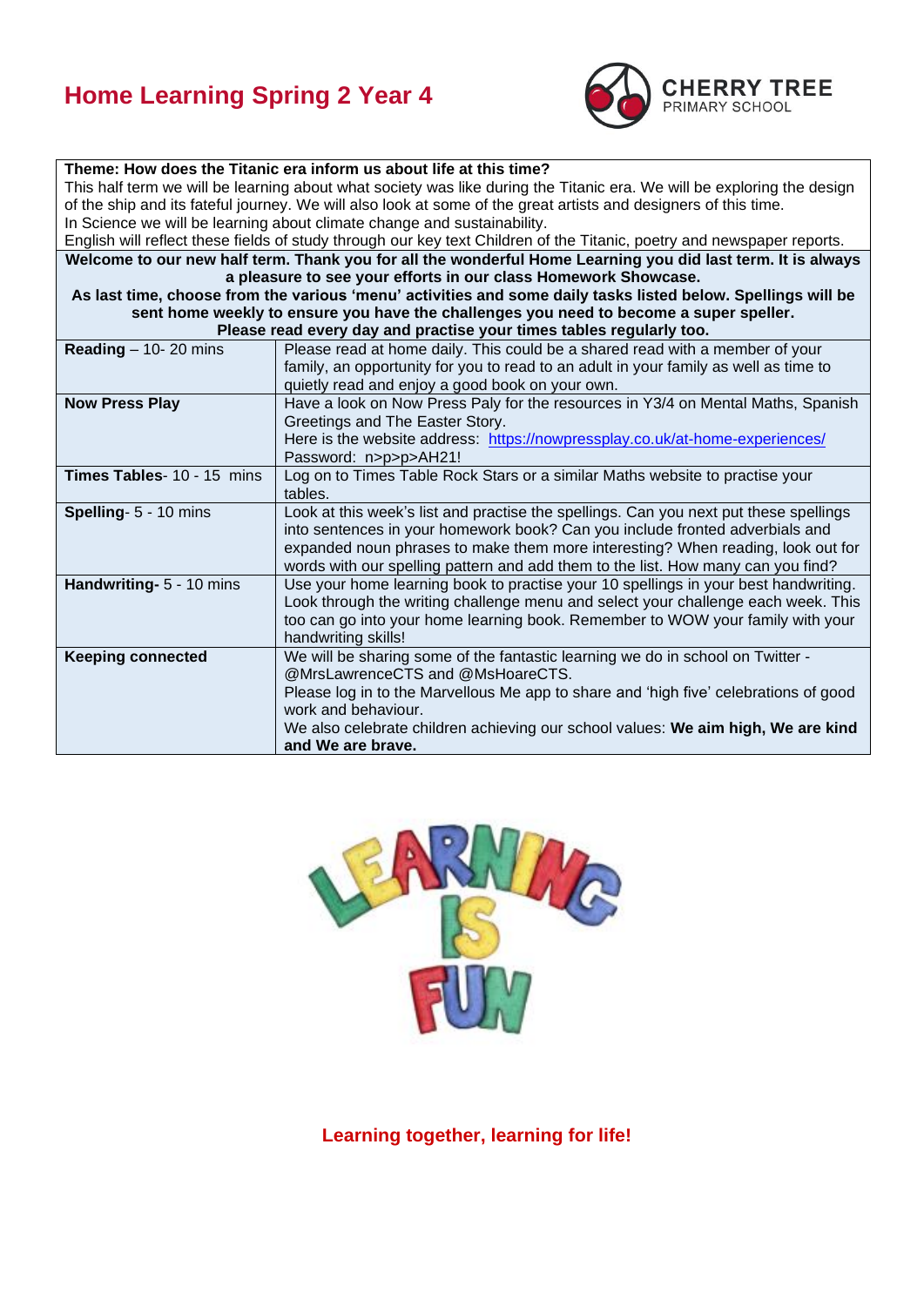# Home Learning Spring 2 Year 4

CHERRY TREE
PRIMARY SCHOOL

**Theme: How does the Titanic era inform us about life at this time?**

This half term we will be learning about what society was like during the Titanic era. We will be exploring the design of the ship and its fateful journey. We will also look at some of the great artists and designers of this time.
In Science we will be learning about climate change and sustainability.
English will reflect these fields of study through our key text Children of the Titanic, poetry and newspaper reports.

**Welcome to our new half term. Thank you for all the wonderful Home Learning you did last term. It is always a pleasure to see your efforts in our class Homework Showcase.**
**As last time, choose from the various 'menu' activities and some daily tasks listed below. Spellings will be sent home weekly to ensure you have the challenges you need to become a super speller.**
**Please read every day and practise your times tables regularly too.**

| | |
|---|---|
| **Reading** – 10- 20 mins | Please read at home daily. This could be a shared read with a member of your family, an opportunity for you to read to an adult in your family as well as time to quietly read and enjoy a good book on your own. |
| **Now Press Play** | Have a look on Now Press Paly for the resources in Y3/4 on Mental Maths, Spanish Greetings and The Easter Story.<br>Here is the website address: https://nowpressplay.co.uk/at-home-experiences/<br>Password: n>p>p>AH21! |
| **Times Tables**- 10 - 15 mins | Log on to Times Table Rock Stars or a similar Maths website to practise your tables. |
| **Spelling**- 5 - 10 mins | Look at this week's list and practise the spellings. Can you next put these spellings into sentences in your homework book? Can you include fronted adverbials and expanded noun phrases to make them more interesting? When reading, look out for words with our spelling pattern and add them to the list. How many can you find? |
| **Handwriting**- 5 - 10 mins | Use your home learning book to practise your 10 spellings in your best handwriting. Look through the writing challenge menu and select your challenge each week. This too can go into your home learning book. Remember to WOW your family with your handwriting skills! |
| **Keeping connected** | We will be sharing some of the fantastic learning we do in school on Twitter - @MrsLawrenceCTS and @MsHoareCTS.<br>Please log in to the Marvellous Me app to share and 'high five' celebrations of good work and behaviour.<br>We also celebrate children achieving our school values: **We aim high, We are kind and We are brave.** |

LEARNING IS FUN

**Learning together, learning for life!**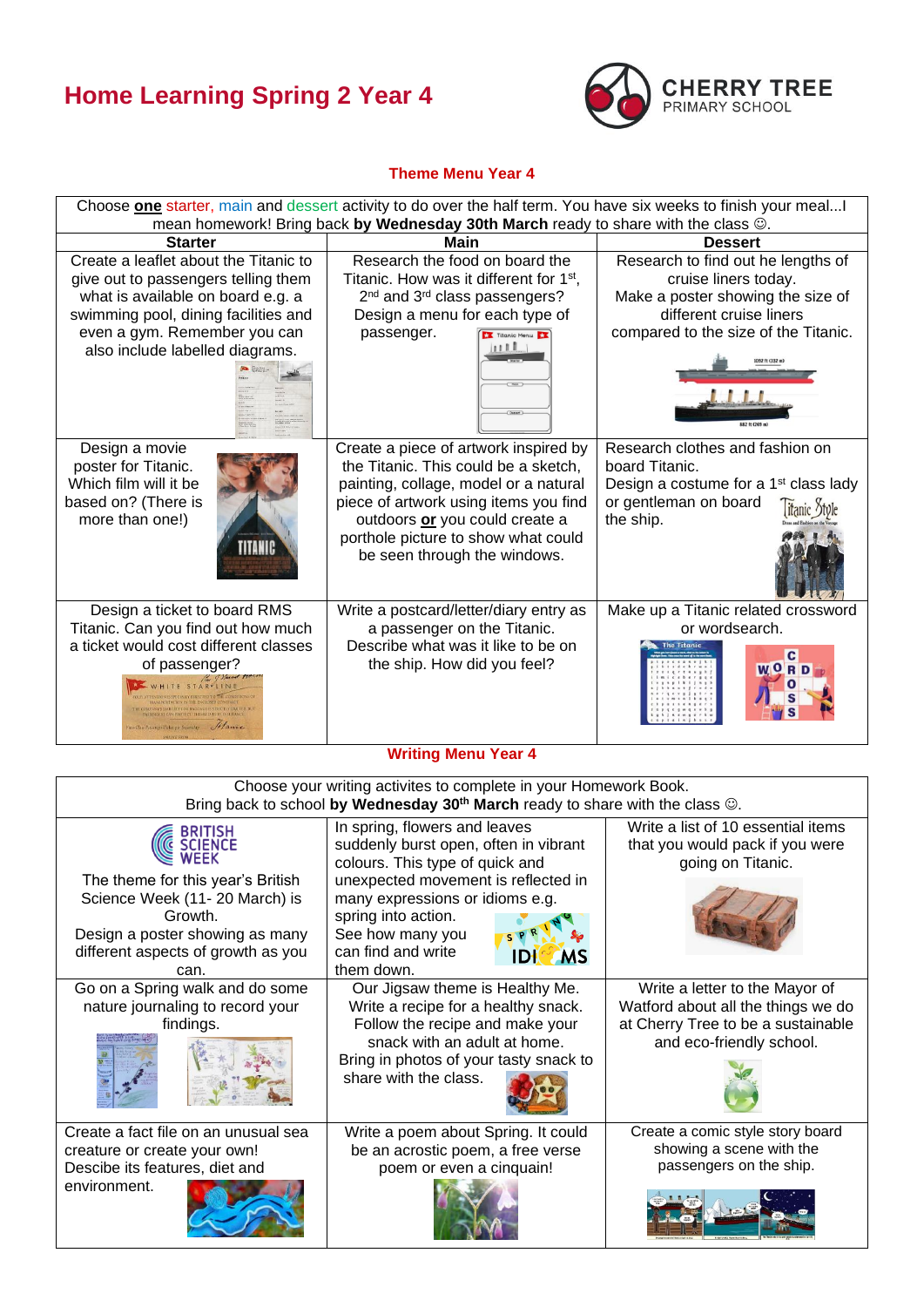# Home Learning Spring 2 Year 4

CHERRY TREE PRIMARY SCHOOL

## Theme Menu Year 4

Choose **one** starter, main and dessert activity to do over the half term. You have six weeks to finish your meal...I mean homework! Bring back **by Wednesday 30th March** ready to share with the class ☺.

| Starter | Main | Dessert |
|---|---|---|
| Create a leaflet about the Titanic to give out to passengers telling them what is available on board e.g. a swimming pool, dining facilities and even a gym. Remember you can also include labelled diagrams. | Research the food on board the Titanic. How was it different for 1st, 2nd and 3rd class passengers? Design a menu for each type of passenger. | Research to find out he lengths of cruise liners today. Make a poster showing the size of different cruise liners compared to the size of the Titanic. |
| Design a movie poster for Titanic. Which film will it be based on? (There is more than one!) | Create a piece of artwork inspired by the Titanic. This could be a sketch, painting, collage, model or a natural piece of artwork using items you find outdoors **or** you could create a porthole picture to show what could be seen through the windows. | Research clothes and fashion on board Titanic. Design a costume for a 1st class lady or gentleman on board the ship. |
| Design a ticket to board RMS Titanic. Can you find out how much a ticket would cost different classes of passenger? | Write a postcard/letter/diary entry as a passenger on the Titanic. Describe what was it like to be on the ship. How did you feel? | Make up a Titanic related crossword or wordsearch. |

## Writing Menu Year 4

Choose your writing activites to complete in your Homework Book. Bring back to school **by Wednesday 30th March** ready to share with the class ☺.

| | | |
|---|---|---|
| BRITISH SCIENCE WEEK<br>The theme for this year's British Science Week (11- 20 March) is Growth.<br>Design a poster showing as many different aspects of growth as you can. | In spring, flowers and leaves suddenly burst open, often in vibrant colours. This type of quick and unexpected movement is reflected in many expressions or idioms e.g. spring into action. See how many you can find and write them down. | Write a list of 10 essential items that you would pack if you were going on Titanic. |
| Go on a Spring walk and do some nature journaling to record your findings. | Our Jigsaw theme is Healthy Me. Write a recipe for a healthy snack. Follow the recipe and make your snack with an adult at home. Bring in photos of your tasty snack to share with the class. | Write a letter to the Mayor of Watford about all the things we do at Cherry Tree to be a sustainable and eco-friendly school. |
| Create a fact file on an unusual sea creature or create your own! Descibe its features, diet and environment. | Write a poem about Spring. It could be an acrostic poem, a free verse poem or even a cinquain! | Create a comic style story board showing a scene with the passengers on the ship. |